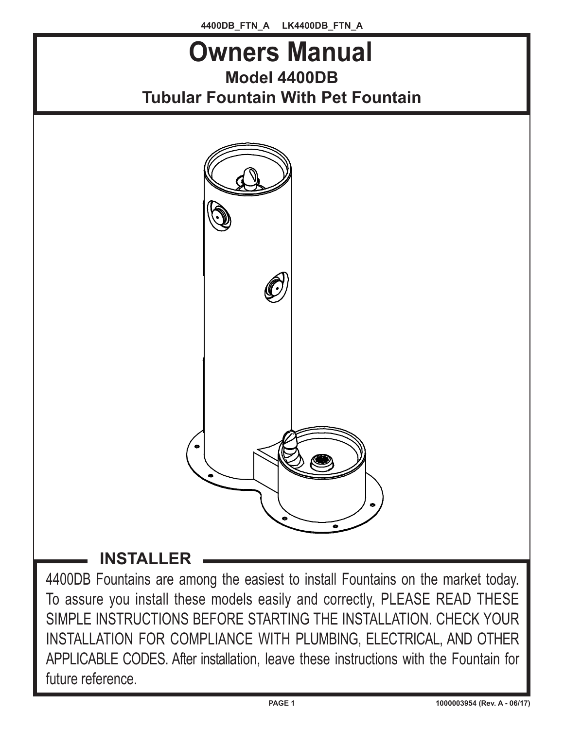4400DB_FTN_A LK4400DB_FTN_A

# Owners Manual

## Model 4400DB

## Tubular Fountain With Pet Fountain

## INSTALLER

4400DB Fountains are among the easiest to install Fountains on the market today. To assure you install these models easily and correctly, PLEASE READ THESE SIMPLE INSTRUCTIONS BEFORE STARTING THE INSTALLATION. CHECK YOUR INSTALLATION FOR COMPLIANCE WITH PLUMBING, ELECTRICAL, AND OTHER APPLICABLE CODES. After installation, leave these instructions with the Fountain for future reference.

1000003954 (Rev. A - 06/17)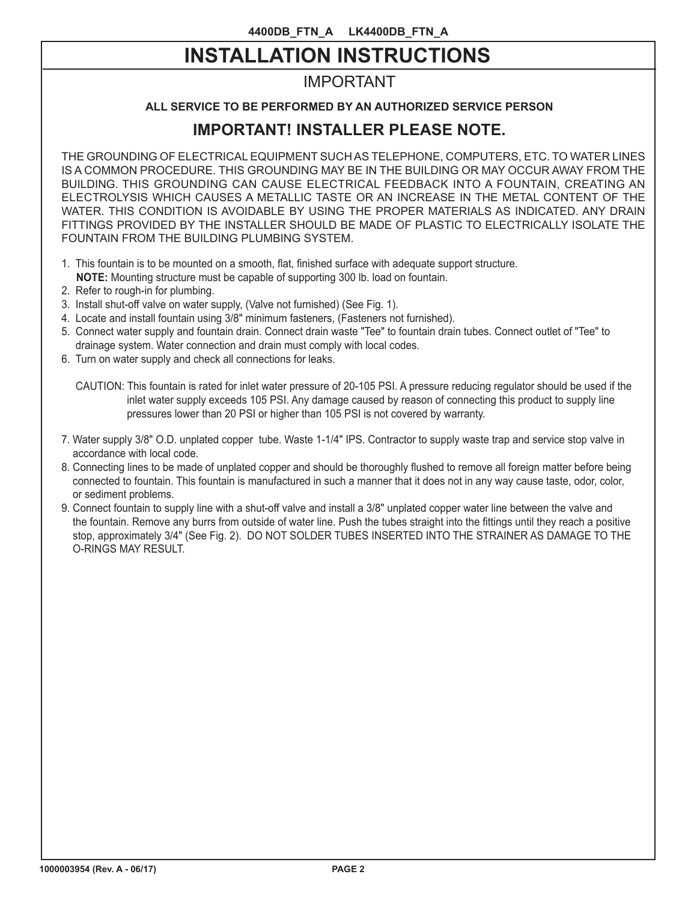# INSTALLATION INSTRUCTIONS

## IMPORTANT

**ALL SERVICE TO BE PERFORMED BY AN AUTHORIZED SERVICE PERSON**

## IMPORTANT! INSTALLER PLEASE NOTE.

THE GROUNDING OF ELECTRICAL EQUIPMENT SUCH AS TELEPHONE, COMPUTERS, ETC. TO WATER LINES IS A COMMON PROCEDURE. THIS GROUNDING MAY BE IN THE BUILDING OR MAY OCCUR AWAY FROM THE BUILDING. THIS GROUNDING CAN CAUSE ELECTRICAL FEEDBACK INTO A FOUNTAIN, CREATING AN ELECTROLYSIS WHICH CAUSES A METALLIC TASTE OR AN INCREASE IN THE METAL CONTENT OF THE WATER. THIS CONDITION IS AVOIDABLE BY USING THE PROPER MATERIALS AS INDICATED. ANY DRAIN FITTINGS PROVIDED BY THE INSTALLER SHOULD BE MADE OF PLASTIC TO ELECTRICALLY ISOLATE THE FOUNTAIN FROM THE BUILDING PLUMBING SYSTEM.

1. This fountain is to be mounted on a smooth, flat, finished surface with adequate support structure.
   **NOTE:** Mounting structure must be capable of supporting 300 lb. load on fountain.
2. Refer to rough-in for plumbing.
3. Install shut-off valve on water supply, (Valve not furnished) (See Fig. 1).
4. Locate and install fountain using 3/8" minimum fasteners, (Fasteners not furnished).
5. Connect water supply and fountain drain. Connect drain waste "Tee" to fountain drain tubes. Connect outlet of "Tee" to drainage system. Water connection and drain must comply with local codes.
6. Turn on water supply and check all connections for leaks.

   CAUTION: This fountain is rated for inlet water pressure of 20-105 PSI. A pressure reducing regulator should be used if the inlet water supply exceeds 105 PSI. Any damage caused by reason of connecting this product to supply line pressures lower than 20 PSI or higher than 105 PSI is not covered by warranty.

7. Water supply 3/8" O.D. unplated copper tube. Waste 1-1/4" IPS. Contractor to supply waste trap and service stop valve in accordance with local code.
8. Connecting lines to be made of unplated copper and should be thoroughly flushed to remove all foreign matter before being connected to fountain. This fountain is manufactured in such a manner that it does not in any way cause taste, odor, color, or sediment problems.
9. Connect fountain to supply line with a shut-off valve and install a 3/8" unplated copper water line between the valve and the fountain. Remove any burrs from outside of water line. Push the tubes straight into the fittings until they reach a positive stop, approximately 3/4" (See Fig. 2). DO NOT SOLDER TUBES INSERTED INTO THE STRAINER AS DAMAGE TO THE O-RINGS MAY RESULT.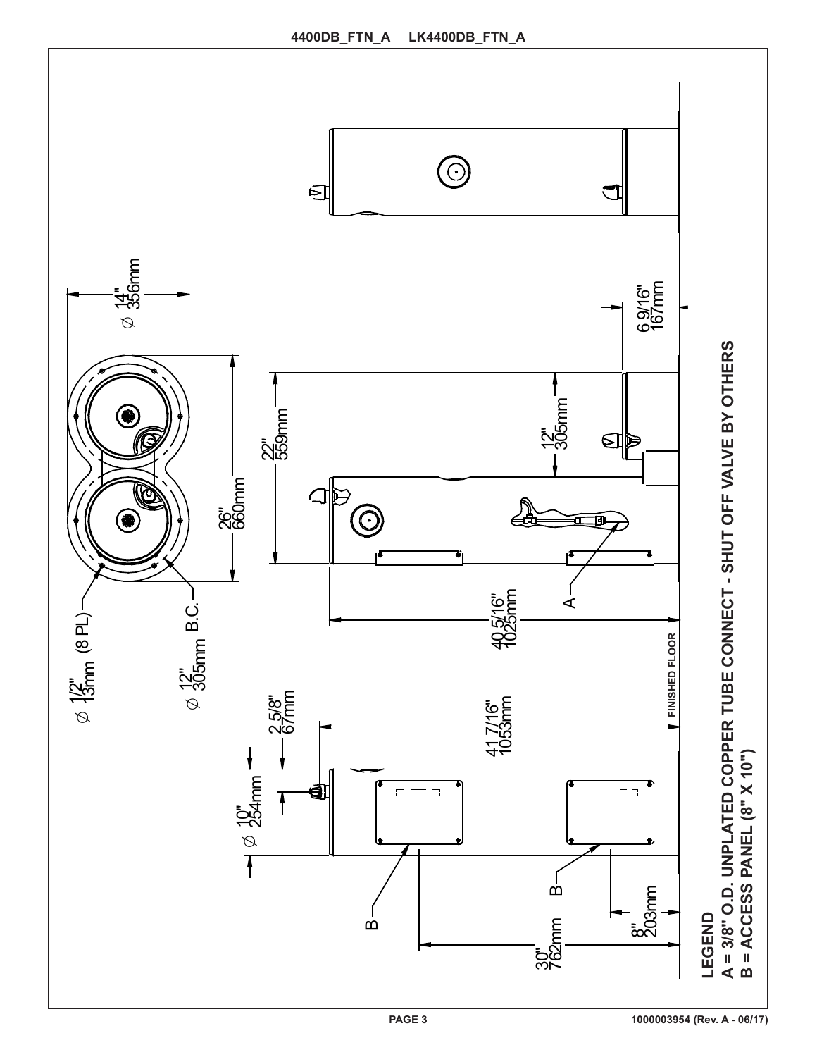4400DB_FTN_A LK4400DB_FTN_A

Ø 14" 356mm

26" 660mm

Ø 1/2" 13mm (8 PL)

Ø 12" 305mm B.C.

22" 559mm

12" 305mm

6 9/16" 167mm

40 5/16" 1025mm

41 7/16" 1053mm

2 5/8" 67mm

Ø 10" 254mm

30" 762mm

8" 203mm

FINISHED FLOOR

A

B

B

**LEGEND**

**A = 3/8" O.D. UNPLATED COPPER TUBE CONNECT - SHUT OFF VALVE BY OTHERS**

**B = ACCESS PANEL (8" X 10")**

1000003954 (Rev. A - 06/17)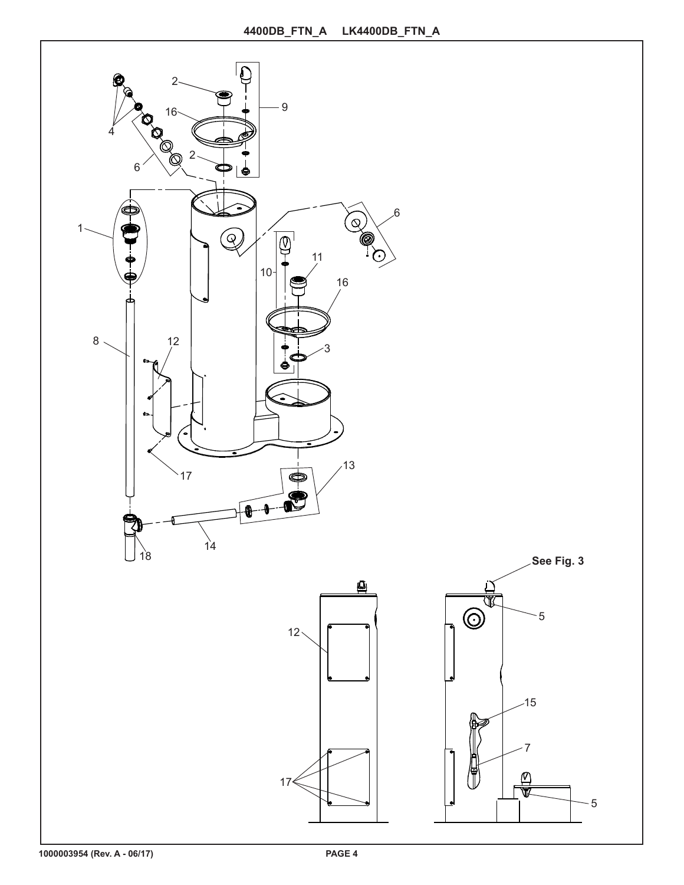# 4400DB_FTN_A LK4400DB_FTN_A

See Fig. 3

1000003954 (Rev. A - 06/17)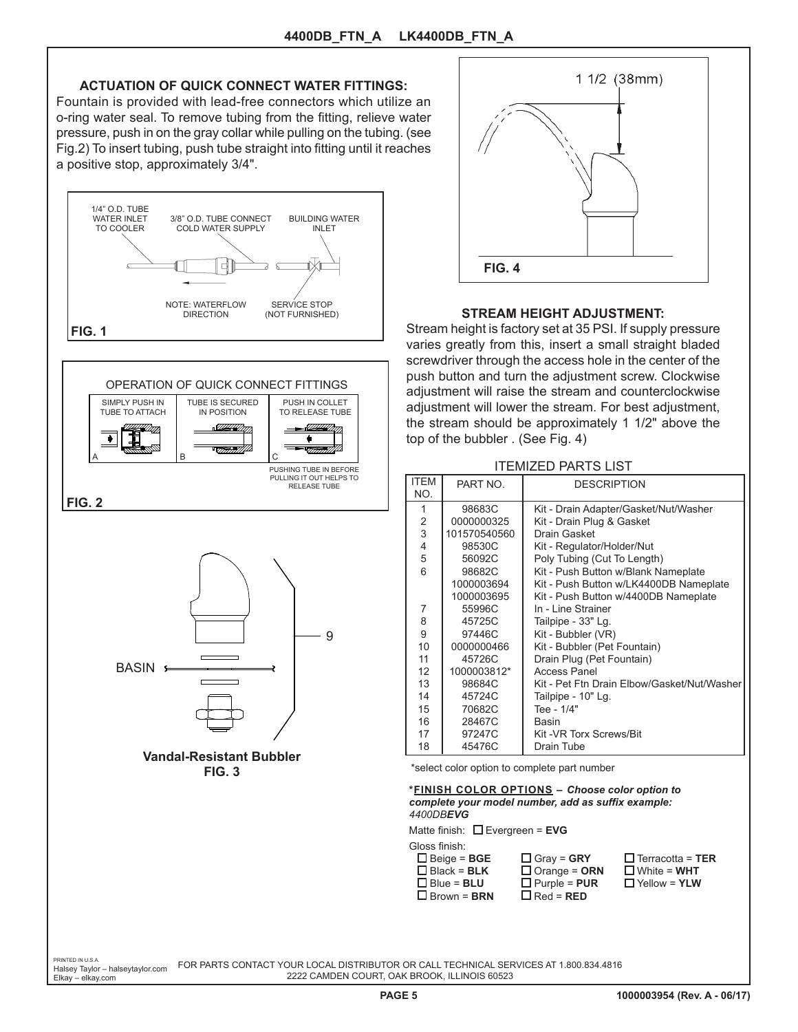## ACTUATION OF QUICK CONNECT WATER FITTINGS:

Fountain is provided with lead-free connectors which utilize an o-ring water seal. To remove tubing from the fitting, relieve water pressure, push in on the gray collar while pulling on the tubing. (see Fig.2) To insert tubing, push tube straight into fitting until it reaches a positive stop, approximately 3/4".

1/4" O.D. TUBE WATER INLET TO COOLER

3/8" O.D. TUBE CONNECT COLD WATER SUPPLY

BUILDING WATER INLET

NOTE: WATERFLOW DIRECTION

SERVICE STOP (NOT FURNISHED)

**FIG. 1**

OPERATION OF QUICK CONNECT FITTINGS

A SIMPLY PUSH IN TUBE TO ATTACH

B TUBE IS SECURED IN POSITION

C PUSH IN COLLET TO RELEASE TUBE

PUSHING TUBE IN BEFORE PULLING IT OUT HELPS TO RELEASE TUBE

**FIG. 2**

9

BASIN

**Vandal-Resistant Bubbler**
**FIG. 3**

1 1/2 (38mm)

**FIG. 4**

## STREAM HEIGHT ADJUSTMENT:

Stream height is factory set at 35 PSI. If supply pressure varies greatly from this, insert a small straight bladed screwdriver through the access hole in the center of the push button and turn the adjustment screw. Clockwise adjustment will raise the stream and counterclockwise adjustment will lower the stream. For best adjustment, the stream should be approximately 1 1/2" above the top of the bubbler . (See Fig. 4)

### ITEMIZED PARTS LIST

| ITEM NO. | PART NO. | DESCRIPTION |
|---|---|---|
| 1 | 98683C | Kit - Drain Adapter/Gasket/Nut/Washer |
| 2 | 0000000325 | Kit - Drain Plug & Gasket |
| 3 | 101570540560 | Drain Gasket |
| 4 | 98530C | Kit - Regulator/Holder/Nut |
| 5 | 56092C | Poly Tubing (Cut To Length) |
| 6 | 98682C | Kit - Push Button w/Blank Nameplate |
| | 1000003694 | Kit - Push Button w/LK4400DB Nameplate |
| | 1000003695 | Kit - Push Button w/4400DB Nameplate |
| 7 | 55996C | In - Line Strainer |
| 8 | 45725C | Tailpipe - 33" Lg. |
| 9 | 97446C | Kit - Bubbler (VR) |
| 10 | 0000000466 | Kit - Bubbler (Pet Fountain) |
| 11 | 45726C | Drain Plug (Pet Fountain) |
| 12 | 1000003812* | Access Panel |
| 13 | 98684C | Kit - Pet Ftn Drain Elbow/Gasket/Nut/Washer |
| 14 | 45724C | Tailpipe - 10" Lg. |
| 15 | 70682C | Tee - 1/4" |
| 16 | 28467C | Basin |
| 17 | 97247C | Kit -VR Torx Screws/Bit |
| 18 | 45476C | Drain Tube |

*select color option to complete part number

***FINISH COLOR OPTIONS** – ***Choose color option to complete your model number, add as suffix example: 4400DBEVG***

Matte finish: ☐ Evergreen = **EVG**

Gloss finish:

- ☐ Beige = **BGE**
- ☐ Black = **BLK**
- ☐ Blue = **BLU**
- ☐ Brown = **BRN**
- ☐ Gray = **GRY**
- ☐ Orange = **ORN**
- ☐ Purple = **PUR**
- ☐ Red = **RED**
- ☐ Terracotta = **TER**
- ☐ White = **WHT**
- ☐ Yellow = **YLW**

PRINTED IN U.S.A.
Halsey Taylor – halseytaylor.com
Elkay – elkay.com

FOR PARTS CONTACT YOUR LOCAL DISTRIBUTOR OR CALL TECHNICAL SERVICES AT 1.800.834.4816
2222 CAMDEN COURT, OAK BROOK, ILLINOIS 60523